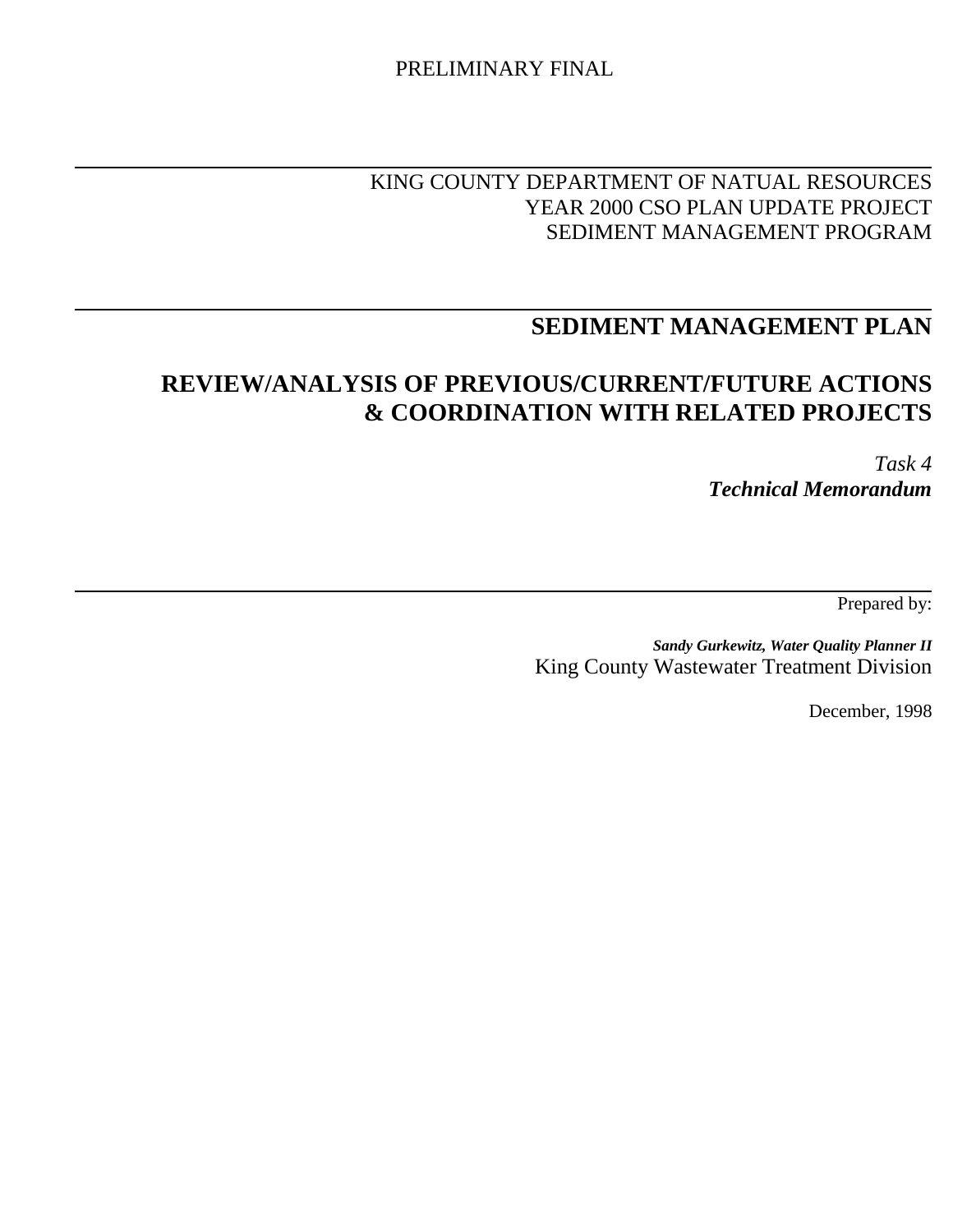PRELIMINARY FINAL

---

KING COUNTY DEPARTMENT OF NATUAL RESOURCES
YEAR 2000 CSO PLAN UPDATE PROJECT
SEDIMENT MANAGEMENT PROGRAM

---

# SEDIMENT MANAGEMENT PLAN

# REVIEW/ANALYSIS OF PREVIOUS/CURRENT/FUTURE ACTIONS & COORDINATION WITH RELATED PROJECTS

*Task 4*
***Technical Memorandum***

---

Prepared by:

***Sandy Gurkewitz, Water Quality Planner II***
King County Wastewater Treatment Division

December, 1998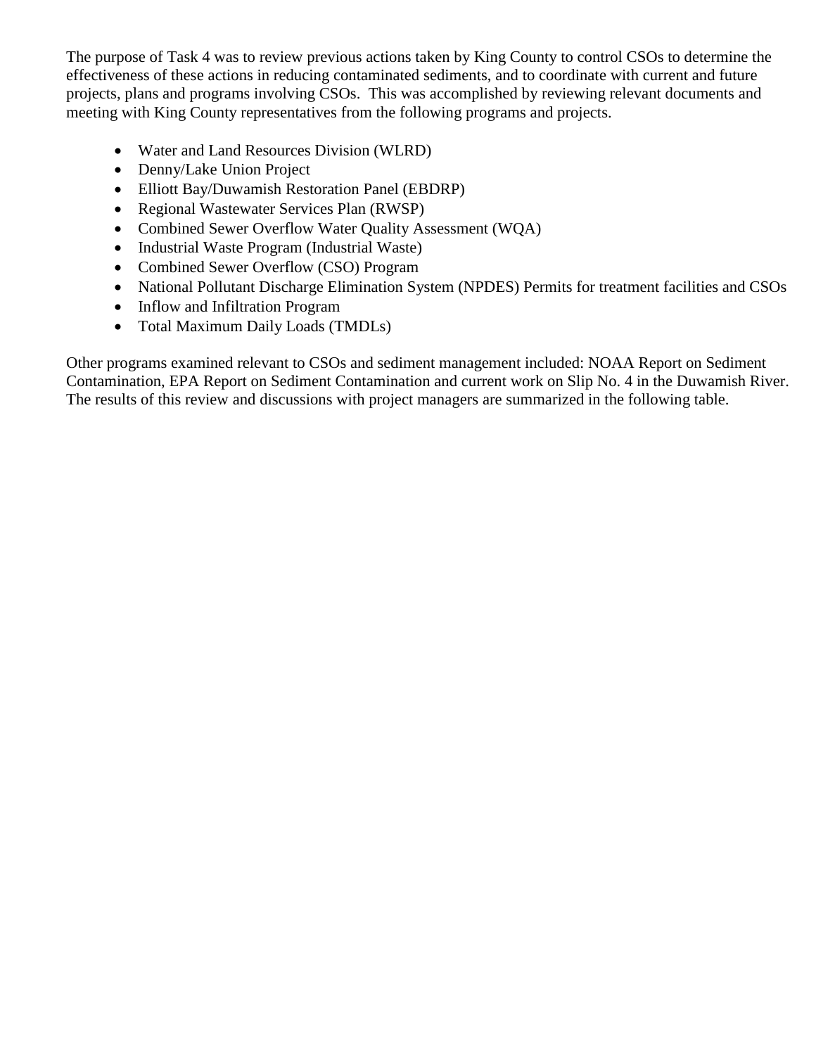The purpose of Task 4 was to review previous actions taken by King County to control CSOs to determine the effectiveness of these actions in reducing contaminated sediments, and to coordinate with current and future projects, plans and programs involving CSOs. This was accomplished by reviewing relevant documents and meeting with King County representatives from the following programs and projects.

- Water and Land Resources Division (WLRD)
- Denny/Lake Union Project
- Elliott Bay/Duwamish Restoration Panel (EBDRP)
- Regional Wastewater Services Plan (RWSP)
- Combined Sewer Overflow Water Quality Assessment (WQA)
- Industrial Waste Program (Industrial Waste)
- Combined Sewer Overflow (CSO) Program
- National Pollutant Discharge Elimination System (NPDES) Permits for treatment facilities and CSOs
- Inflow and Infiltration Program
- Total Maximum Daily Loads (TMDLs)

Other programs examined relevant to CSOs and sediment management included: NOAA Report on Sediment Contamination, EPA Report on Sediment Contamination and current work on Slip No. 4 in the Duwamish River. The results of this review and discussions with project managers are summarized in the following table.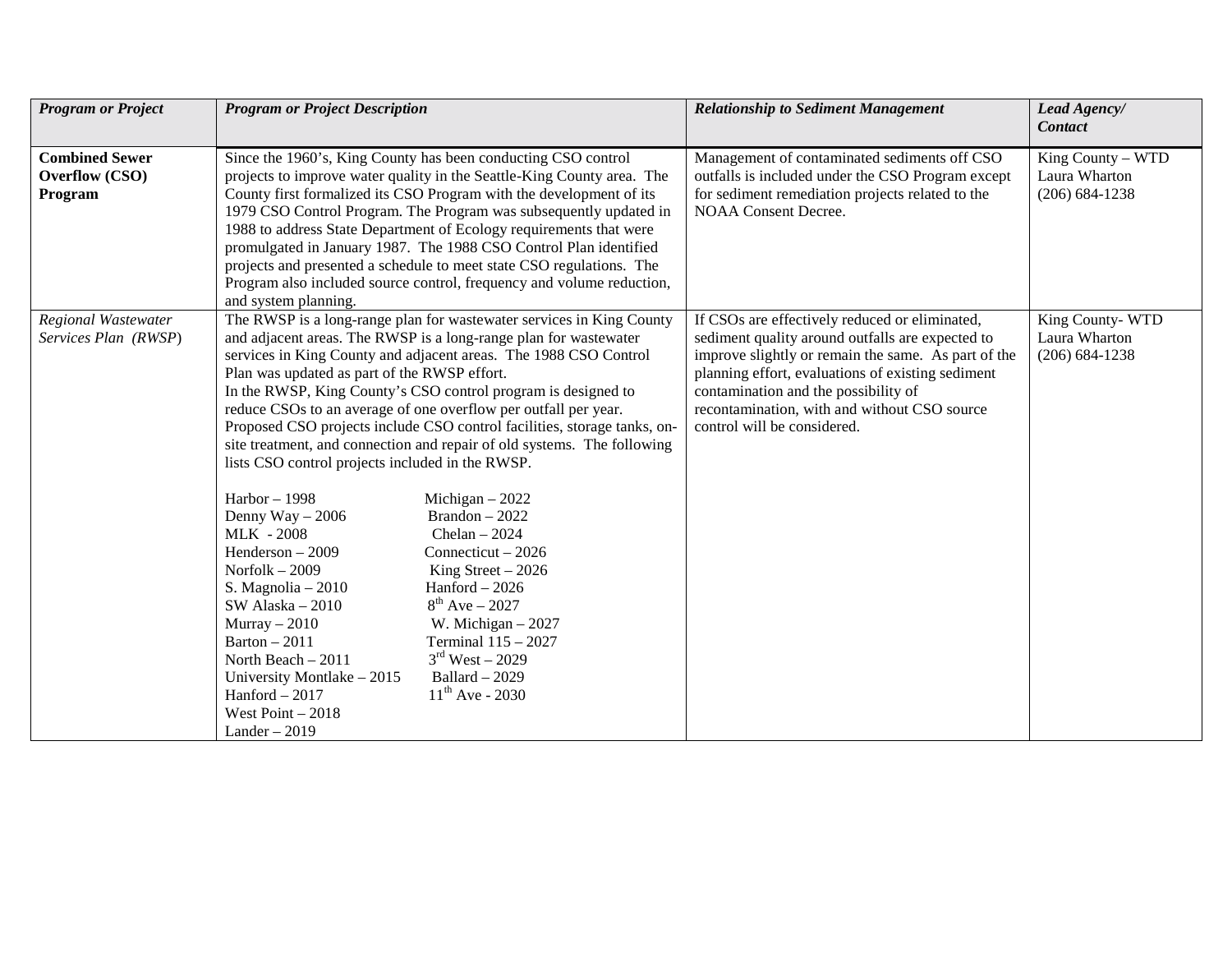| *Program or Project* | *Program or Project Description* | *Relationship to Sediment Management* | *Lead Agency/ Contact* |
|---|---|---|---|
| **Combined Sewer Overflow (CSO) Program** | Since the 1960's, King County has been conducting CSO control projects to improve water quality in the Seattle-King County area. The County first formalized its CSO Program with the development of its 1979 CSO Control Program. The Program was subsequently updated in 1988 to address State Department of Ecology requirements that were promulgated in January 1987. The 1988 CSO Control Plan identified projects and presented a schedule to meet state CSO regulations. The Program also included source control, frequency and volume reduction, and system planning. | Management of contaminated sediments off CSO outfalls is included under the CSO Program except for sediment remediation projects related to the NOAA Consent Decree. | King County – WTD<br>Laura Wharton<br>(206) 684-1238 |
| *Regional Wastewater Services Plan (RWSP)* | The RWSP is a long-range plan for wastewater services in King County and adjacent areas. The RWSP is a long-range plan for wastewater services in King County and adjacent areas. The 1988 CSO Control Plan was updated as part of the RWSP effort.<br>In the RWSP, King County's CSO control program is designed to reduce CSOs to an average of one overflow per outfall per year. Proposed CSO projects include CSO control facilities, storage tanks, on-site treatment, and connection and repair of old systems. The following lists CSO control projects included in the RWSP.<br><br>Harbor – 1998<br>Denny Way – 2006<br>MLK - 2008<br>Henderson – 2009<br>Norfolk – 2009<br>S. Magnolia – 2010<br>SW Alaska – 2010<br>Murray – 2010<br>Barton – 2011<br>North Beach – 2011<br>University Montlake – 2015<br>Hanford – 2017<br>West Point – 2018<br>Lander – 2019<br>Michigan – 2022<br>Brandon – 2022<br>Chelan – 2024<br>Connecticut – 2026<br>King Street – 2026<br>Hanford – 2026<br>8th Ave – 2027<br>W. Michigan – 2027<br>Terminal 115 – 2027<br>3rd West – 2029<br>Ballard – 2029<br>11th Ave - 2030 | If CSOs are effectively reduced or eliminated, sediment quality around outfalls are expected to improve slightly or remain the same. As part of the planning effort, evaluations of existing sediment contamination and the possibility of recontamination, with and without CSO source control will be considered. | King County- WTD<br>Laura Wharton<br>(206) 684-1238 |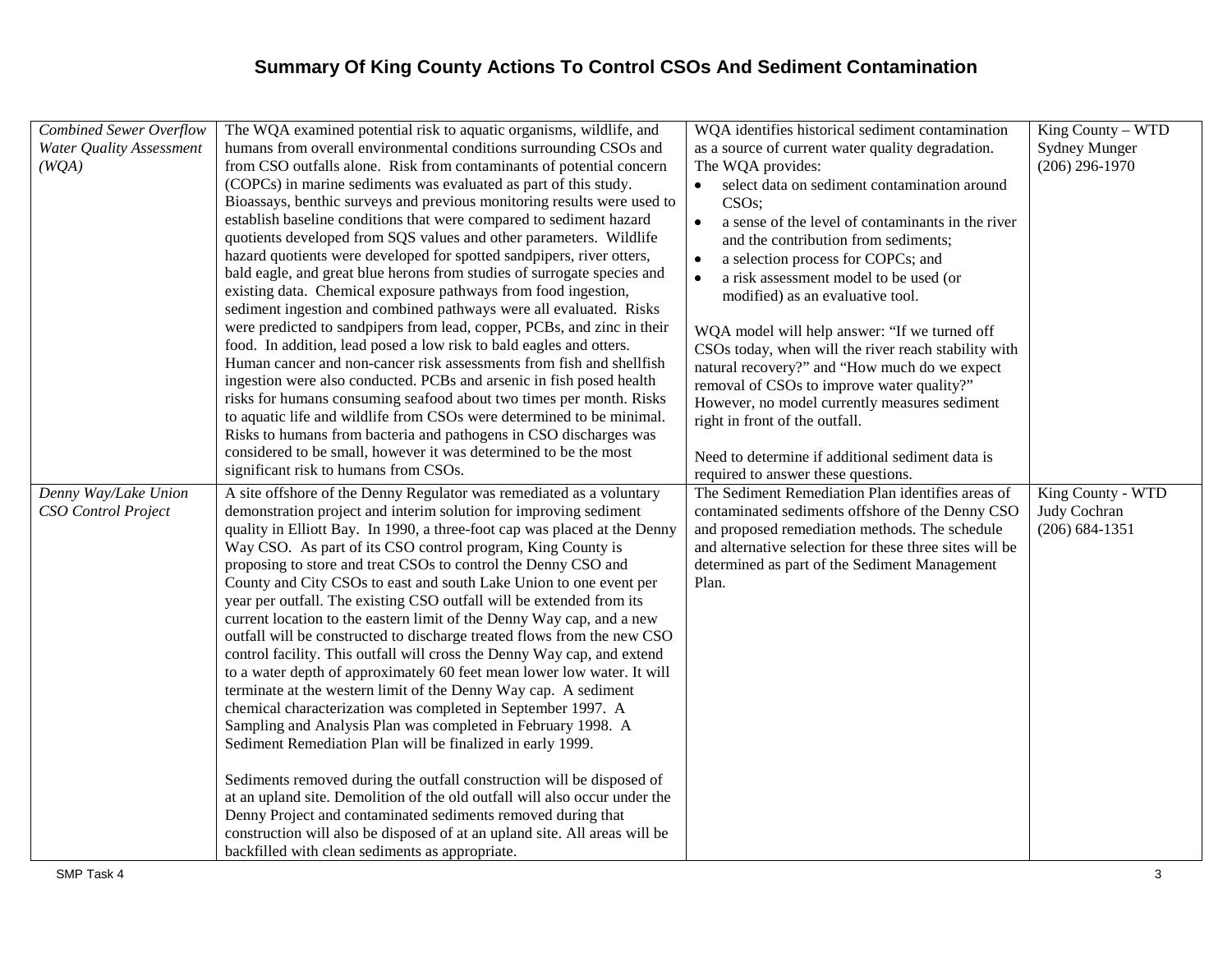# Summary Of King County Actions To Control CSOs And Sediment Contamination

| | | | |
|---|---|---|---|
| *Combined Sewer Overflow Water Quality Assessment (WQA)* | The WQA examined potential risk to aquatic organisms, wildlife, and humans from overall environmental conditions surrounding CSOs and from CSO outfalls alone. Risk from contaminants of potential concern (COPCs) in marine sediments was evaluated as part of this study. Bioassays, benthic surveys and previous monitoring results were used to establish baseline conditions that were compared to sediment hazard quotients developed from SQS values and other parameters. Wildlife hazard quotients were developed for spotted sandpipers, river otters, bald eagle, and great blue herons from studies of surrogate species and existing data. Chemical exposure pathways from food ingestion, sediment ingestion and combined pathways were all evaluated. Risks were predicted to sandpipers from lead, copper, PCBs, and zinc in their food. In addition, lead posed a low risk to bald eagles and otters. Human cancer and non-cancer risk assessments from fish and shellfish ingestion were also conducted. PCBs and arsenic in fish posed health risks for humans consuming seafood about two times per month. Risks to aquatic life and wildlife from CSOs were determined to be minimal. Risks to humans from bacteria and pathogens in CSO discharges was considered to be small, however it was determined to be the most significant risk to humans from CSOs. | WQA identifies historical sediment contamination as a source of current water quality degradation. The WQA provides:<br>• select data on sediment contamination around CSOs;<br>• a sense of the level of contaminants in the river and the contribution from sediments;<br>• a selection process for COPCs; and<br>• a risk assessment model to be used (or modified) as an evaluative tool.<br><br>WQA model will help answer: "If we turned off CSOs today, when will the river reach stability with natural recovery?" and "How much do we expect removal of CSOs to improve water quality?" However, no model currently measures sediment right in front of the outfall.<br><br>Need to determine if additional sediment data is required to answer these questions. | King County – WTD<br>Sydney Munger<br>(206) 296-1970 |
| *Denny Way/Lake Union CSO Control Project* | A site offshore of the Denny Regulator was remediated as a voluntary demonstration project and interim solution for improving sediment quality in Elliott Bay. In 1990, a three-foot cap was placed at the Denny Way CSO. As part of its CSO control program, King County is proposing to store and treat CSOs to control the Denny CSO and County and City CSOs to east and south Lake Union to one event per year per outfall. The existing CSO outfall will be extended from its current location to the eastern limit of the Denny Way cap, and a new outfall will be constructed to discharge treated flows from the new CSO control facility. This outfall will cross the Denny Way cap, and extend to a water depth of approximately 60 feet mean lower low water. It will terminate at the western limit of the Denny Way cap. A sediment chemical characterization was completed in September 1997. A Sampling and Analysis Plan was completed in February 1998. A Sediment Remediation Plan will be finalized in early 1999.<br><br>Sediments removed during the outfall construction will be disposed of at an upland site. Demolition of the old outfall will also occur under the Denny Project and contaminated sediments removed during that construction will also be disposed of at an upland site. All areas will be backfilled with clean sediments as appropriate. | The Sediment Remediation Plan identifies areas of contaminated sediments offshore of the Denny CSO and proposed remediation methods. The schedule and alternative selection for these three sites will be determined as part of the Sediment Management Plan. | King County - WTD<br>Judy Cochran<br>(206) 684-1351 |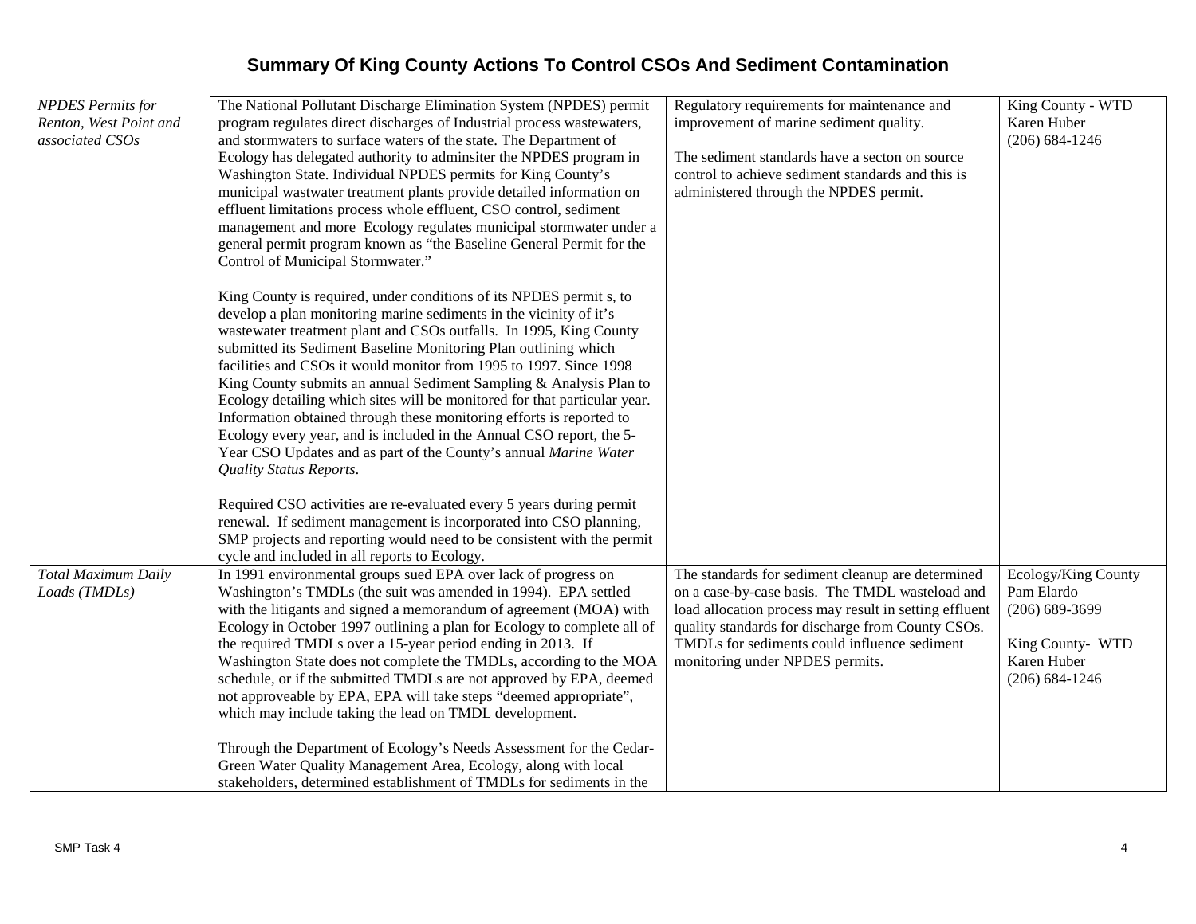# Summary Of King County Actions To Control CSOs And Sediment Contamination

| | | | |
|---|---|---|---|
| *NPDES Permits for Renton, West Point and associated CSOs* | The National Pollutant Discharge Elimination System (NPDES) permit program regulates direct discharges of Industrial process wastewaters, and stormwaters to surface waters of the state. The Department of Ecology has delegated authority to adminsiter the NPDES program in Washington State. Individual NPDES permits for King County's municipal wastewater treatment plants provide detailed information on effluent limitations process whole effluent, CSO control, sediment management and more Ecology regulates municipal stormwater under a general permit program known as "the Baseline General Permit for the Control of Municipal Stormwater."<br><br>King County is required, under conditions of its NPDES permit s, to develop a plan monitoring marine sediments in the vicinity of it's wastewater treatment plant and CSOs outfalls. In 1995, King County submitted its Sediment Baseline Monitoring Plan outlining which facilities and CSOs it would monitor from 1995 to 1997. Since 1998 King County submits an annual Sediment Sampling & Analysis Plan to Ecology detailing which sites will be monitored for that particular year. Information obtained through these monitoring efforts is reported to Ecology every year, and is included in the Annual CSO report, the 5-Year CSO Updates and as part of the County's annual *Marine Water Quality Status Reports.*<br><br>Required CSO activities are re-evaluated every 5 years during permit renewal. If sediment management is incorporated into CSO planning, SMP projects and reporting would need to be consistent with the permit cycle and included in all reports to Ecology. | Regulatory requirements for maintenance and improvement of marine sediment quality.<br><br>The sediment standards have a secton on source control to achieve sediment standards and this is administered through the NPDES permit. | King County - WTD<br>Karen Huber<br>(206) 684-1246 |
| *Total Maximum Daily Loads (TMDLs)* | In 1991 environmental groups sued EPA over lack of progress on Washington's TMDLs (the suit was amended in 1994). EPA settled with the litigants and signed a memorandum of agreement (MOA) with Ecology in October 1997 outlining a plan for Ecology to complete all of the required TMDLs over a 15-year period ending in 2013. If Washington State does not complete the TMDLs, according to the MOA schedule, or if the submitted TMDLs are not approved by EPA, deemed not approveable by EPA, EPA will take steps "deemed appropriate", which may include taking the lead on TMDL development.<br><br>Through the Department of Ecology's Needs Assessment for the Cedar-Green Water Quality Management Area, Ecology, along with local stakeholders, determined establishment of TMDLs for sediments in the | The standards for sediment cleanup are determined on a case-by-case basis. The TMDL wasteload and load allocation process may result in setting effluent quality standards for discharge from County CSOs. TMDLs for sediments could influence sediment monitoring under NPDES permits. | Ecology/King County<br>Pam Elardo<br>(206) 689-3699<br><br>King County- WTD<br>Karen Huber<br>(206) 684-1246 |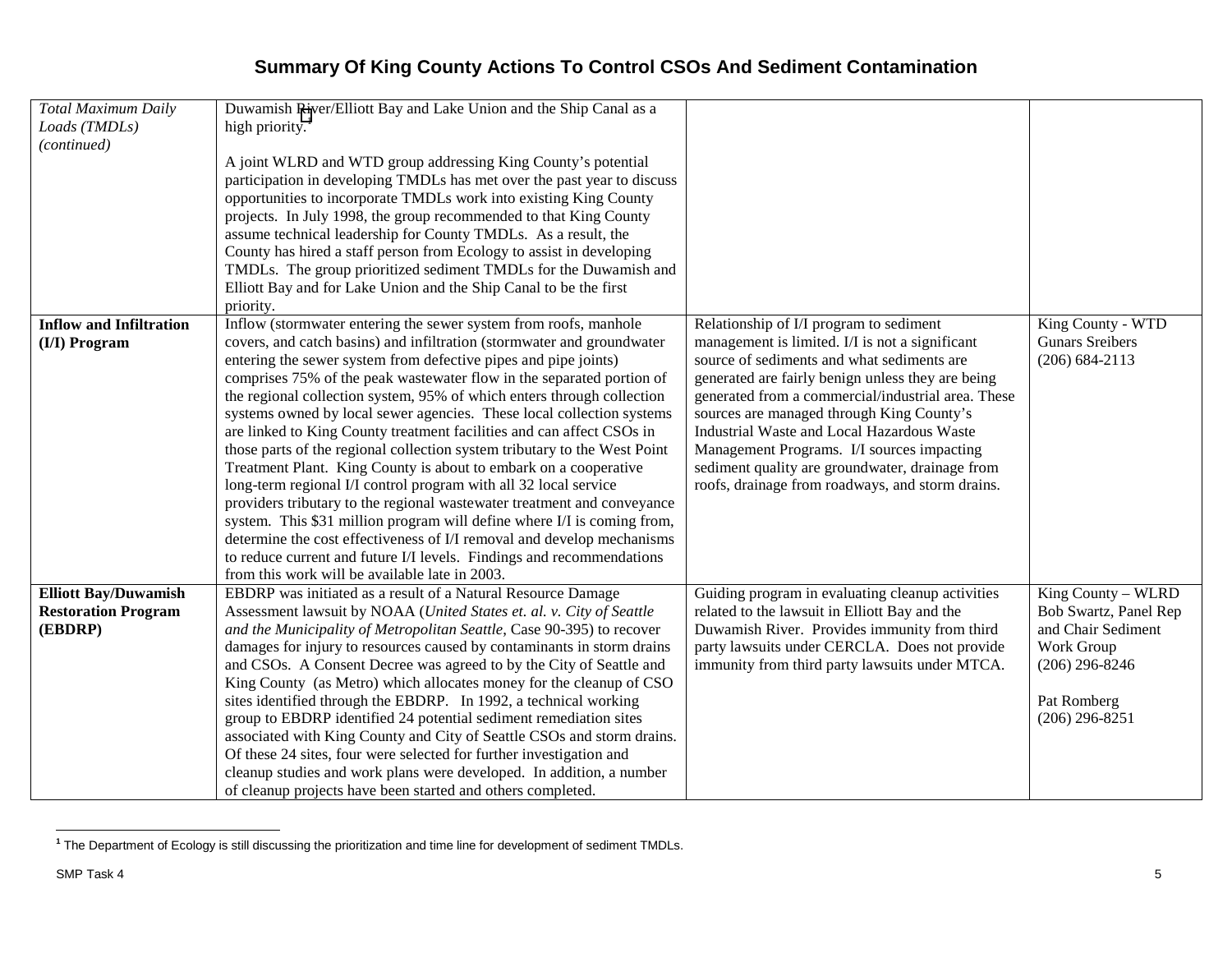# Summary Of King County Actions To Control CSOs And Sediment Contamination

| | | | |
|---|---|---|---|
| *Total Maximum Daily Loads (TMDLs) (continued)* | Duwamish River/Elliott Bay and Lake Union and the Ship Canal as a high priority.[1]<br><br>A joint WLRD and WTD group addressing King County's potential participation in developing TMDLs has met over the past year to discuss opportunities to incorporate TMDLs work into existing King County projects. In July 1998, the group recommended to that King County assume technical leadership for County TMDLs. As a result, the County has hired a staff person from Ecology to assist in developing TMDLs. The group prioritized sediment TMDLs for the Duwamish and Elliott Bay and for Lake Union and the Ship Canal to be the first priority. | | |
| **Inflow and Infiltration (I/I) Program** | Inflow (stormwater entering the sewer system from roofs, manhole covers, and catch basins) and infiltration (stormwater and groundwater entering the sewer system from defective pipes and pipe joints) comprises 75% of the peak wastewater flow in the separated portion of the regional collection system, 95% of which enters through collection systems owned by local sewer agencies. These local collection systems are linked to King County treatment facilities and can affect CSOs in those parts of the regional collection system tributary to the West Point Treatment Plant. King County is about to embark on a cooperative long-term regional I/I control program with all 32 local service providers tributary to the regional wastewater treatment and conveyance system. This $31 million program will define where I/I is coming from, determine the cost effectiveness of I/I removal and develop mechanisms to reduce current and future I/I levels. Findings and recommendations from this work will be available late in 2003. | Relationship of I/I program to sediment management is limited. I/I is not a significant source of sediments and what sediments are generated are fairly benign unless they are being generated from a commercial/industrial area. These sources are managed through King County's Industrial Waste and Local Hazardous Waste Management Programs. I/I sources impacting sediment quality are groundwater, drainage from roofs, drainage from roadways, and storm drains. | King County - WTD<br>Gunars Sreibers<br>(206) 684-2113 |
| **Elliott Bay/Duwamish Restoration Program (EBDRP)** | EBDRP was initiated as a result of a Natural Resource Damage Assessment lawsuit by NOAA (*United States et. al. v. City of Seattle and the Municipality of Metropolitan Seattle*, Case 90-395) to recover damages for injury to resources caused by contaminants in storm drains and CSOs. A Consent Decree was agreed to by the City of Seattle and King County (as Metro) which allocates money for the cleanup of CSO sites identified through the EBDRP. In 1992, a technical working group to EBDRP identified 24 potential sediment remediation sites associated with King County and City of Seattle CSOs and storm drains. Of these 24 sites, four were selected for further investigation and cleanup studies and work plans were developed. In addition, a number of cleanup projects have been started and others completed. | Guiding program in evaluating cleanup activities related to the lawsuit in Elliott Bay and the Duwamish River. Provides immunity from third party lawsuits under CERCLA. Does not provide immunity from third party lawsuits under MTCA. | King County – WLRD<br>Bob Swartz, Panel Rep and Chair Sediment Work Group<br>(206) 296-8246<br><br>Pat Romberg<br>(206) 296-8251 |

[1] The Department of Ecology is still discussing the prioritization and time line for development of sediment TMDLs.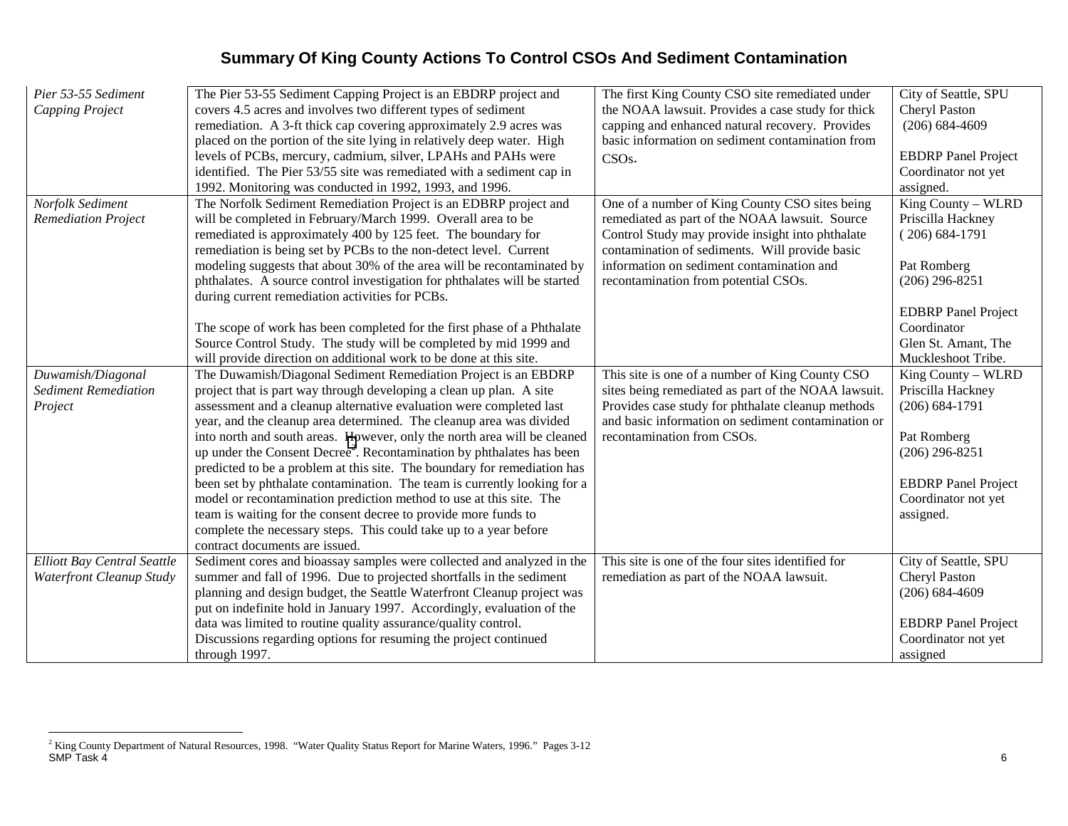# Summary Of King County Actions To Control CSOs And Sediment Contamination

| | | | |
|---|---|---|---|
| *Pier 53-55 Sediment Capping Project* | The Pier 53-55 Sediment Capping Project is an EBDRP project and covers 4.5 acres and involves two different types of sediment remediation. A 3-ft thick cap covering approximately 2.9 acres was placed on the portion of the site lying in relatively deep water. High levels of PCBs, mercury, cadmium, silver, LPAHs and PAHs were identified. The Pier 53/55 site was remediated with a sediment cap in 1992. Monitoring was conducted in 1992, 1993, and 1996. | The first King County CSO site remediated under the NOAA lawsuit. Provides a case study for thick capping and enhanced natural recovery. Provides basic information on sediment contamination from CSOs. | City of Seattle, SPU<br>Cheryl Paston<br>(206) 684-4609<br><br>EBDRP Panel Project Coordinator not yet assigned. |
| *Norfolk Sediment Remediation Project* | The Norfolk Sediment Remediation Project is an EDBRP project and will be completed in February/March 1999. Overall area to be remediated is approximately 400 by 125 feet. The boundary for remediation is being set by PCBs to the non-detect level. Current modeling suggests that about 30% of the area will be recontaminated by phthalates. A source control investigation for phthalates will be started during current remediation activities for PCBs.<br><br>The scope of work has been completed for the first phase of a Phthalate Source Control Study. The study will be completed by mid 1999 and will provide direction on additional work to be done at this site. | One of a number of King County CSO sites being remediated as part of the NOAA lawsuit. Source Control Study may provide insight into phthalate contamination of sediments. Will provide basic information on sediment contamination and recontamination from potential CSOs. | King County – WLRD<br>Priscilla Hackney<br>( 206) 684-1791<br><br>Pat Romberg<br>(206) 296-8251<br><br>EDBRP Panel Project Coordinator<br>Glen St. Amant, The Muckleshoot Tribe. |
| *Duwamish/Diagonal Sediment Remediation Project* | The Duwamish/Diagonal Sediment Remediation Project is an EBDRP project that is part way through developing a clean up plan. A site assessment and a cleanup alternative evaluation were completed last year, and the cleanup area determined. The cleanup area was divided into north and south areas. However, only the north area will be cleaned up under the Consent Decree[2]. Recontamination by phthalates has been predicted to be a problem at this site. The boundary for remediation has been set by phthalate contamination. The team is currently looking for a model or recontamination prediction method to use at this site. The team is waiting for the consent decree to provide more funds to complete the necessary steps. This could take up to a year before contract documents are issued. | This site is one of a number of King County CSO sites being remediated as part of the NOAA lawsuit. Provides case study for phthalate cleanup methods and basic information on sediment contamination or recontamination from CSOs. | King County – WLRD<br>Priscilla Hackney<br>(206) 684-1791<br><br>Pat Romberg<br>(206) 296-8251<br><br>EBDRP Panel Project Coordinator not yet assigned. |
| *Elliott Bay Central Seattle Waterfront Cleanup Study* | Sediment cores and bioassay samples were collected and analyzed in the summer and fall of 1996. Due to projected shortfalls in the sediment planning and design budget, the Seattle Waterfront Cleanup project was put on indefinite hold in January 1997. Accordingly, evaluation of the data was limited to routine quality assurance/quality control. Discussions regarding options for resuming the project continued through 1997. | This site is one of the four sites identified for remediation as part of the NOAA lawsuit. | City of Seattle, SPU<br>Cheryl Paston<br>(206) 684-4609<br><br>EBDRP Panel Project Coordinator not yet assigned |

[2] King County Department of Natural Resources, 1998. "Water Quality Status Report for Marine Waters, 1996." Pages 3-12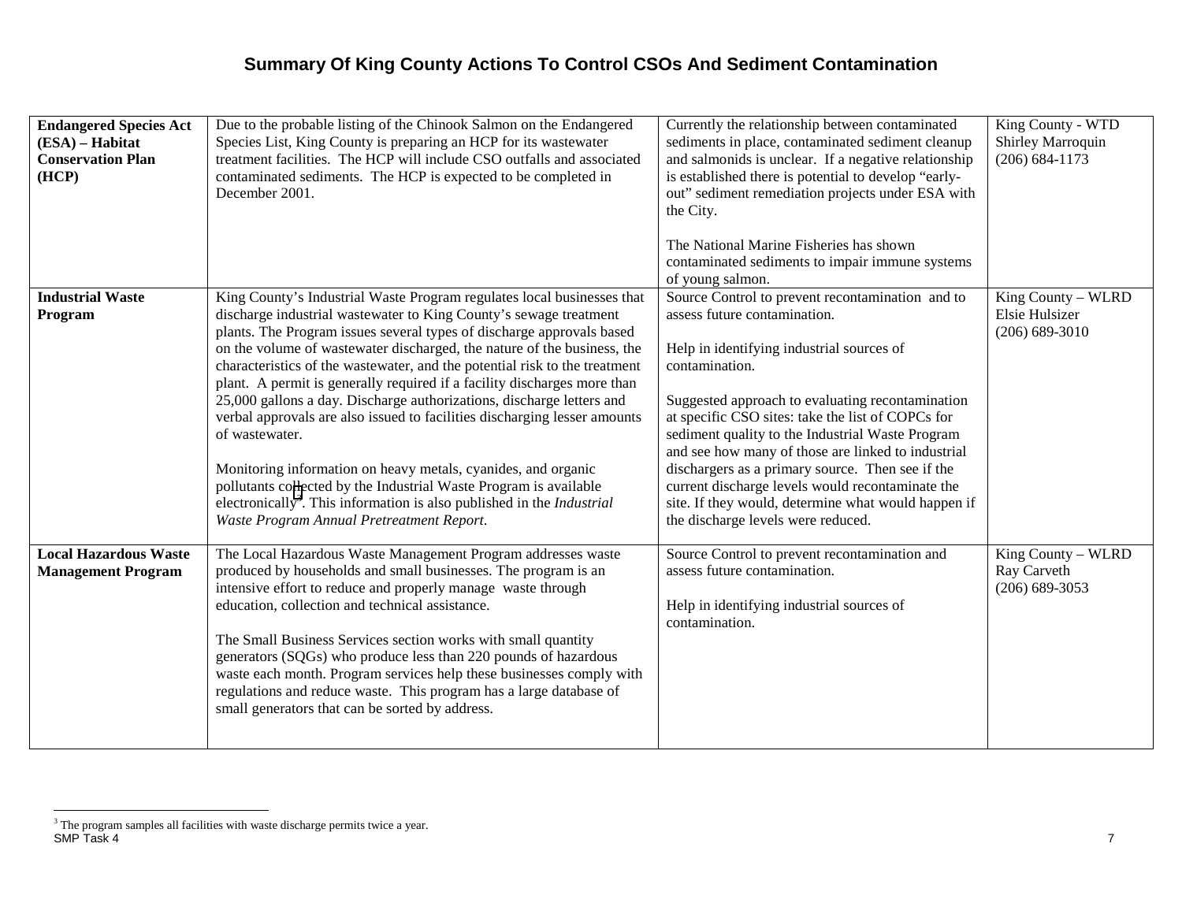## Summary Of King County Actions To Control CSOs And Sediment Contamination

| | | | |
|---|---|---|---|
| **Endangered Species Act (ESA) – Habitat Conservation Plan (HCP)** | Due to the probable listing of the Chinook Salmon on the Endangered Species List, King County is preparing an HCP for its wastewater treatment facilities. The HCP will include CSO outfalls and associated contaminated sediments. The HCP is expected to be completed in December 2001. | Currently the relationship between contaminated sediments in place, contaminated sediment cleanup and salmonids is unclear. If a negative relationship is established there is potential to develop "early-out" sediment remediation projects under ESA with the City.<br><br>The National Marine Fisheries has shown contaminated sediments to impair immune systems of young salmon. | King County - WTD<br>Shirley Marroquin<br>(206) 684-1173 |
| **Industrial Waste Program** | King County's Industrial Waste Program regulates local businesses that discharge industrial wastewater to King County's sewage treatment plants. The Program issues several types of discharge approvals based on the volume of wastewater discharged, the nature of the business, the characteristics of the wastewater, and the potential risk to the treatment plant. A permit is generally required if a facility discharges more than 25,000 gallons a day. Discharge authorizations, discharge letters and verbal approvals are also issued to facilities discharging lesser amounts of wastewater.<br><br>Monitoring information on heavy metals, cyanides, and organic pollutants collected by the Industrial Waste Program is available electronically[3]. This information is also published in the *Industrial Waste Program Annual Pretreatment Report*. | Source Control to prevent recontamination and to assess future contamination.<br><br>Help in identifying industrial sources of contamination.<br><br>Suggested approach to evaluating recontamination at specific CSO sites: take the list of COPCs for sediment quality to the Industrial Waste Program and see how many of those are linked to industrial dischargers as a primary source. Then see if the current discharge levels would recontaminate the site. If they would, determine what would happen if the discharge levels were reduced. | King County – WLRD<br>Elsie Hulsizer<br>(206) 689-3010 |
| **Local Hazardous Waste Management Program** | The Local Hazardous Waste Management Program addresses waste produced by households and small businesses. The program is an intensive effort to reduce and properly manage waste through education, collection and technical assistance.<br><br>The Small Business Services section works with small quantity generators (SQGs) who produce less than 220 pounds of hazardous waste each month. Program services help these businesses comply with regulations and reduce waste. This program has a large database of small generators that can be sorted by address. | Source Control to prevent recontamination and assess future contamination.<br><br>Help in identifying industrial sources of contamination. | King County – WLRD<br>Ray Carveth<br>(206) 689-3053 |

[3] The program samples all facilities with waste discharge permits twice a year.